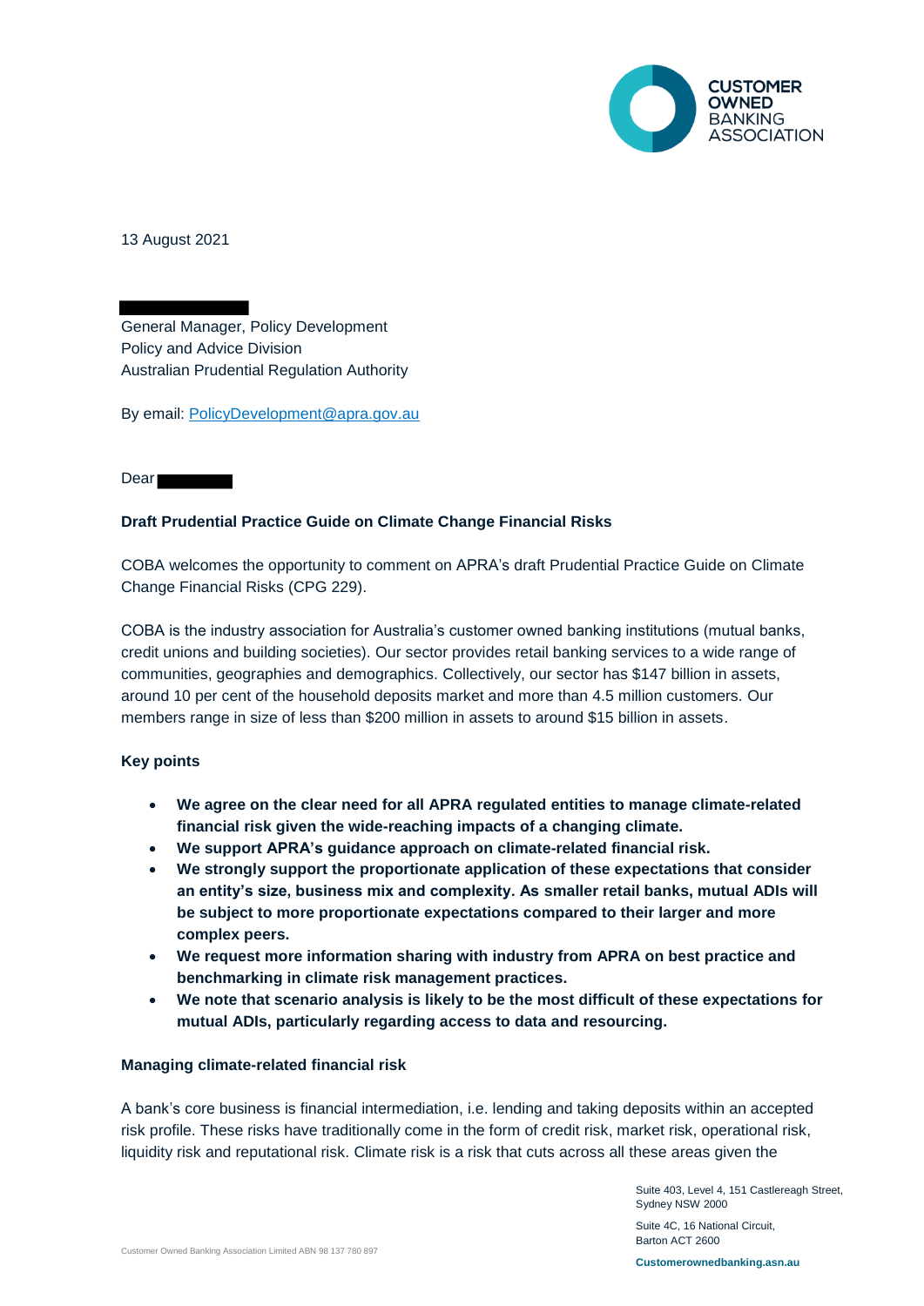13 August 2021

General Manager, Policy Development
Policy and Advice Division
Australian Prudential Regulation Authority

By email: PolicyDevelopment@apra.gov.au

Dear

**Draft Prudential Practice Guide on Climate Change Financial Risks**

COBA welcomes the opportunity to comment on APRA's draft Prudential Practice Guide on Climate Change Financial Risks (CPG 229).

COBA is the industry association for Australia's customer owned banking institutions (mutual banks, credit unions and building societies). Our sector provides retail banking services to a wide range of communities, geographies and demographics. Collectively, our sector has $147 billion in assets, around 10 per cent of the household deposits market and more than 4.5 million customers. Our members range in size of less than $200 million in assets to around $15 billion in assets.

**Key points**

- **We agree on the clear need for all APRA regulated entities to manage climate-related financial risk given the wide-reaching impacts of a changing climate.**
- **We support APRA's guidance approach on climate-related financial risk.**
- **We strongly support the proportionate application of these expectations that consider an entity's size, business mix and complexity. As smaller retail banks, mutual ADIs will be subject to more proportionate expectations compared to their larger and more complex peers.**
- **We request more information sharing with industry from APRA on best practice and benchmarking in climate risk management practices.**
- **We note that scenario analysis is likely to be the most difficult of these expectations for mutual ADIs, particularly regarding access to data and resourcing.**

**Managing climate-related financial risk**

A bank's core business is financial intermediation, i.e. lending and taking deposits within an accepted risk profile. These risks have traditionally come in the form of credit risk, market risk, operational risk, liquidity risk and reputational risk. Climate risk is a risk that cuts across all these areas given the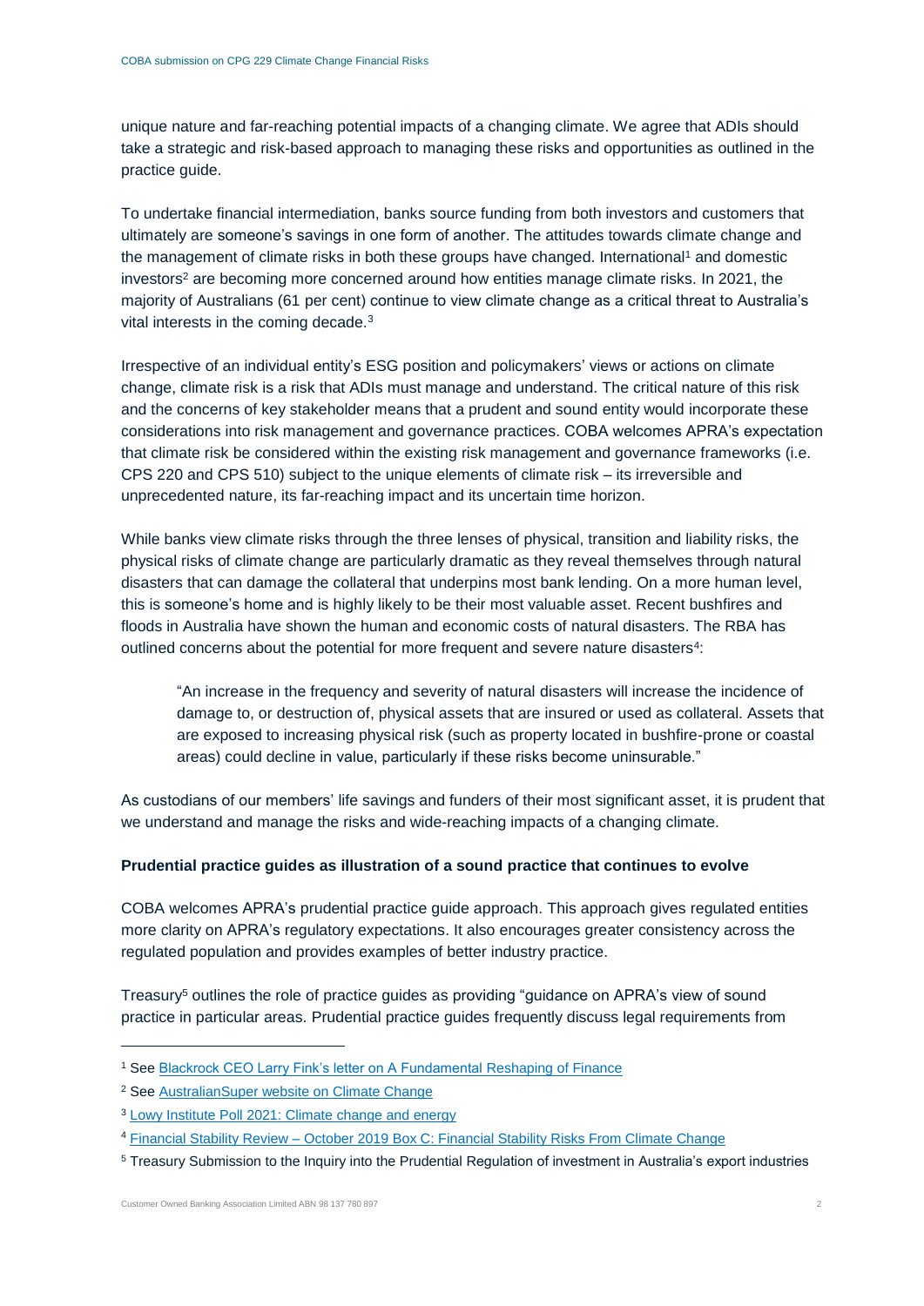unique nature and far-reaching potential impacts of a changing climate. We agree that ADIs should take a strategic and risk-based approach to managing these risks and opportunities as outlined in the practice guide.

To undertake financial intermediation, banks source funding from both investors and customers that ultimately are someone's savings in one form of another. The attitudes towards climate change and the management of climate risks in both these groups have changed. International[1] and domestic investors[2] are becoming more concerned around how entities manage climate risks. In 2021, the majority of Australians (61 per cent) continue to view climate change as a critical threat to Australia's vital interests in the coming decade.[3]

Irrespective of an individual entity's ESG position and policymakers' views or actions on climate change, climate risk is a risk that ADIs must manage and understand. The critical nature of this risk and the concerns of key stakeholder means that a prudent and sound entity would incorporate these considerations into risk management and governance practices. COBA welcomes APRA's expectation that climate risk be considered within the existing risk management and governance frameworks (i.e. CPS 220 and CPS 510) subject to the unique elements of climate risk – its irreversible and unprecedented nature, its far-reaching impact and its uncertain time horizon.

While banks view climate risks through the three lenses of physical, transition and liability risks, the physical risks of climate change are particularly dramatic as they reveal themselves through natural disasters that can damage the collateral that underpins most bank lending. On a more human level, this is someone's home and is highly likely to be their most valuable asset. Recent bushfires and floods in Australia have shown the human and economic costs of natural disasters. The RBA has outlined concerns about the potential for more frequent and severe nature disasters[4]:

> "An increase in the frequency and severity of natural disasters will increase the incidence of damage to, or destruction of, physical assets that are insured or used as collateral. Assets that are exposed to increasing physical risk (such as property located in bushfire-prone or coastal areas) could decline in value, particularly if these risks become uninsurable."

As custodians of our members' life savings and funders of their most significant asset, it is prudent that we understand and manage the risks and wide-reaching impacts of a changing climate.

**Prudential practice guides as illustration of a sound practice that continues to evolve**

COBA welcomes APRA's prudential practice guide approach. This approach gives regulated entities more clarity on APRA's regulatory expectations. It also encourages greater consistency across the regulated population and provides examples of better industry practice.

Treasury[5] outlines the role of practice guides as providing "guidance on APRA's view of sound practice in particular areas. Prudential practice guides frequently discuss legal requirements from

---

[1] See Blackrock CEO Larry Fink's letter on A Fundamental Reshaping of Finance

[2] See AustralianSuper website on Climate Change

[3] Lowy Institute Poll 2021: Climate change and energy

[4] Financial Stability Review – October 2019 Box C: Financial Stability Risks From Climate Change

[5] Treasury Submission to the Inquiry into the Prudential Regulation of investment in Australia's export industries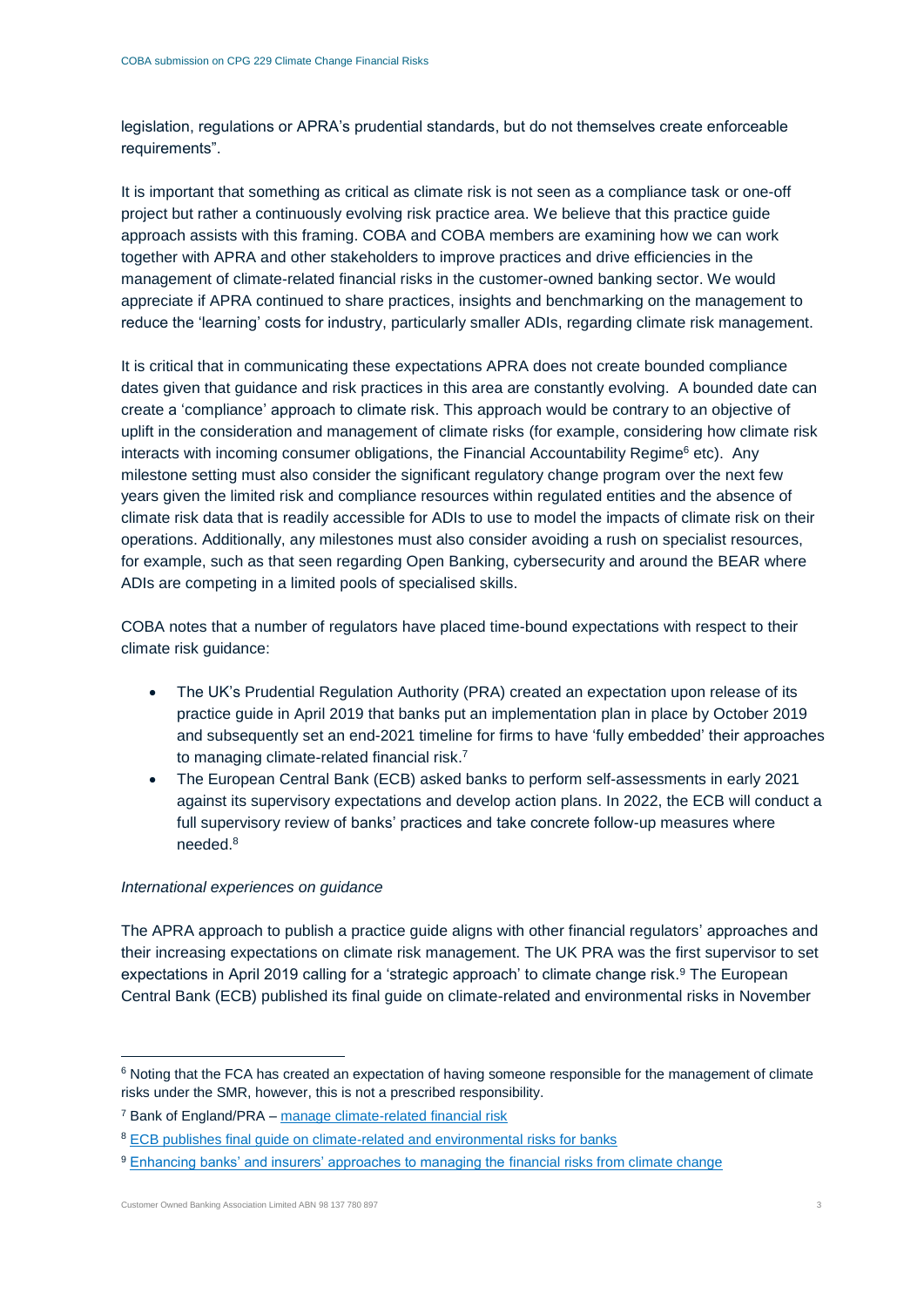legislation, regulations or APRA's prudential standards, but do not themselves create enforceable requirements".

It is important that something as critical as climate risk is not seen as a compliance task or one-off project but rather a continuously evolving risk practice area. We believe that this practice guide approach assists with this framing. COBA and COBA members are examining how we can work together with APRA and other stakeholders to improve practices and drive efficiencies in the management of climate-related financial risks in the customer-owned banking sector. We would appreciate if APRA continued to share practices, insights and benchmarking on the management to reduce the 'learning' costs for industry, particularly smaller ADIs, regarding climate risk management.

It is critical that in communicating these expectations APRA does not create bounded compliance dates given that guidance and risk practices in this area are constantly evolving. A bounded date can create a 'compliance' approach to climate risk. This approach would be contrary to an objective of uplift in the consideration and management of climate risks (for example, considering how climate risk interacts with incoming consumer obligations, the Financial Accountability Regime[6] etc). Any milestone setting must also consider the significant regulatory change program over the next few years given the limited risk and compliance resources within regulated entities and the absence of climate risk data that is readily accessible for ADIs to use to model the impacts of climate risk on their operations. Additionally, any milestones must also consider avoiding a rush on specialist resources, for example, such as that seen regarding Open Banking, cybersecurity and around the BEAR where ADIs are competing in a limited pools of specialised skills.

COBA notes that a number of regulators have placed time-bound expectations with respect to their climate risk guidance:

- The UK's Prudential Regulation Authority (PRA) created an expectation upon release of its practice guide in April 2019 that banks put an implementation plan in place by October 2019 and subsequently set an end-2021 timeline for firms to have 'fully embedded' their approaches to managing climate-related financial risk.[7]
- The European Central Bank (ECB) asked banks to perform self-assessments in early 2021 against its supervisory expectations and develop action plans. In 2022, the ECB will conduct a full supervisory review of banks' practices and take concrete follow-up measures where needed.[8]

*International experiences on guidance*

The APRA approach to publish a practice guide aligns with other financial regulators' approaches and their increasing expectations on climate risk management. The UK PRA was the first supervisor to set expectations in April 2019 calling for a 'strategic approach' to climate change risk.[9] The European Central Bank (ECB) published its final guide on climate-related and environmental risks in November

---

[6] Noting that the FCA has created an expectation of having someone responsible for the management of climate risks under the SMR, however, this is not a prescribed responsibility.

[7] Bank of England/PRA – manage climate-related financial risk

[8] ECB publishes final guide on climate-related and environmental risks for banks

[9] Enhancing banks' and insurers' approaches to managing the financial risks from climate change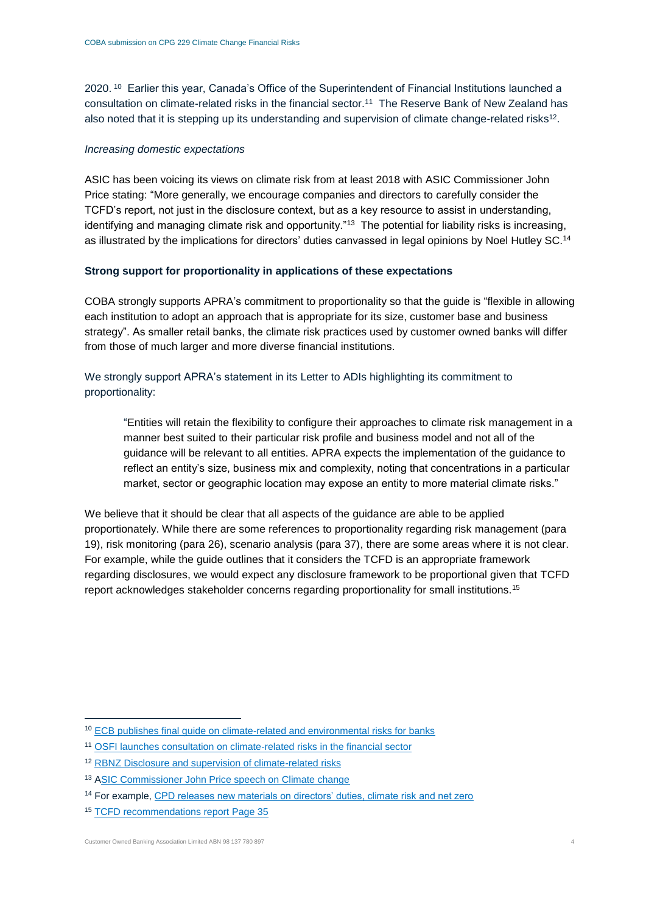2020. [10] Earlier this year, Canada's Office of the Superintendent of Financial Institutions launched a consultation on climate-related risks in the financial sector.[11] The Reserve Bank of New Zealand has also noted that it is stepping up its understanding and supervision of climate change-related risks[12].

*Increasing domestic expectations*

ASIC has been voicing its views on climate risk from at least 2018 with ASIC Commissioner John Price stating: "More generally, we encourage companies and directors to carefully consider the TCFD's report, not just in the disclosure context, but as a key resource to assist in understanding, identifying and managing climate risk and opportunity."[13] The potential for liability risks is increasing, as illustrated by the implications for directors' duties canvassed in legal opinions by Noel Hutley SC.[14]

**Strong support for proportionality in applications of these expectations**

COBA strongly supports APRA's commitment to proportionality so that the guide is "flexible in allowing each institution to adopt an approach that is appropriate for its size, customer base and business strategy". As smaller retail banks, the climate risk practices used by customer owned banks will differ from those of much larger and more diverse financial institutions.

We strongly support APRA's statement in its Letter to ADIs highlighting its commitment to proportionality:

> "Entities will retain the flexibility to configure their approaches to climate risk management in a manner best suited to their particular risk profile and business model and not all of the guidance will be relevant to all entities. APRA expects the implementation of the guidance to reflect an entity's size, business mix and complexity, noting that concentrations in a particular market, sector or geographic location may expose an entity to more material climate risks."

We believe that it should be clear that all aspects of the guidance are able to be applied proportionately. While there are some references to proportionality regarding risk management (para 19), risk monitoring (para 26), scenario analysis (para 37), there are some areas where it is not clear. For example, while the guide outlines that it considers the TCFD is an appropriate framework regarding disclosures, we would expect any disclosure framework to be proportional given that TCFD report acknowledges stakeholder concerns regarding proportionality for small institutions.[15]

---

[10] ECB publishes final guide on climate-related and environmental risks for banks

[11] OSFI launches consultation on climate-related risks in the financial sector

[12] RBNZ Disclosure and supervision of climate-related risks

[13] ASIC Commissioner John Price speech on Climate change

[14] For example, CPD releases new materials on directors' duties, climate risk and net zero

[15] TCFD recommendations report Page 35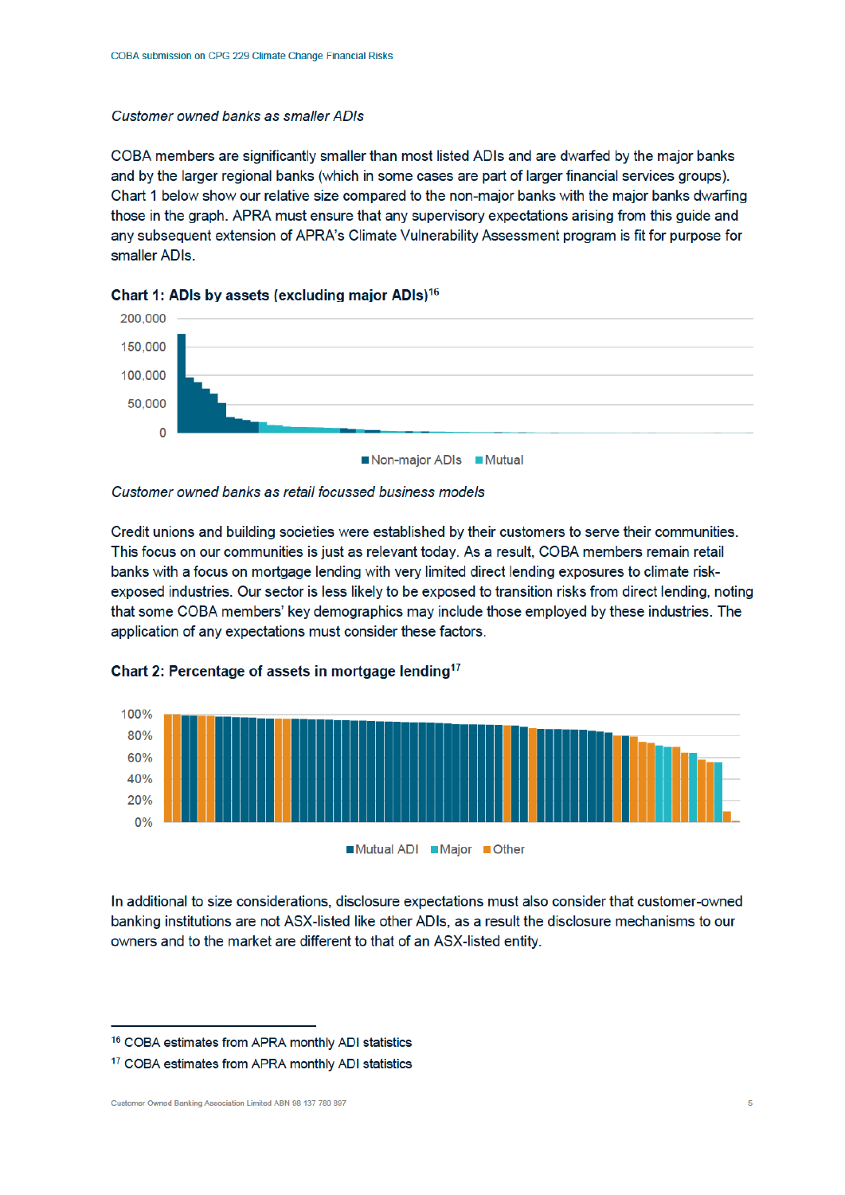*Customer owned banks as smaller ADIs*

COBA members are significantly smaller than most listed ADIs and are dwarfed by the major banks and by the larger regional banks (which in some cases are part of larger financial services groups). Chart 1 below show our relative size compared to the non-major banks with the major banks dwarfing those in the graph. APRA must ensure that any supervisory expectations arising from this guide and any subsequent extension of APRA's Climate Vulnerability Assessment program is fit for purpose for smaller ADIs.

**Chart 1: ADIs by assets (excluding major ADIs)**[16]

*Customer owned banks as retail focussed business models*

Credit unions and building societies were established by their customers to serve their communities. This focus on our communities is just as relevant today. As a result, COBA members remain retail banks with a focus on mortgage lending with very limited direct lending exposures to climate risk-exposed industries. Our sector is less likely to be exposed to transition risks from direct lending, noting that some COBA members' key demographics may include those employed by these industries. The application of any expectations must consider these factors.

**Chart 2: Percentage of assets in mortgage lending**[17]

In additional to size considerations, disclosure expectations must also consider that customer-owned banking institutions are not ASX-listed like other ADIs, as a result the disclosure mechanisms to our owners and to the market are different to that of an ASX-listed entity.

---

[16] COBA estimates from APRA monthly ADI statistics

[17] COBA estimates from APRA monthly ADI statistics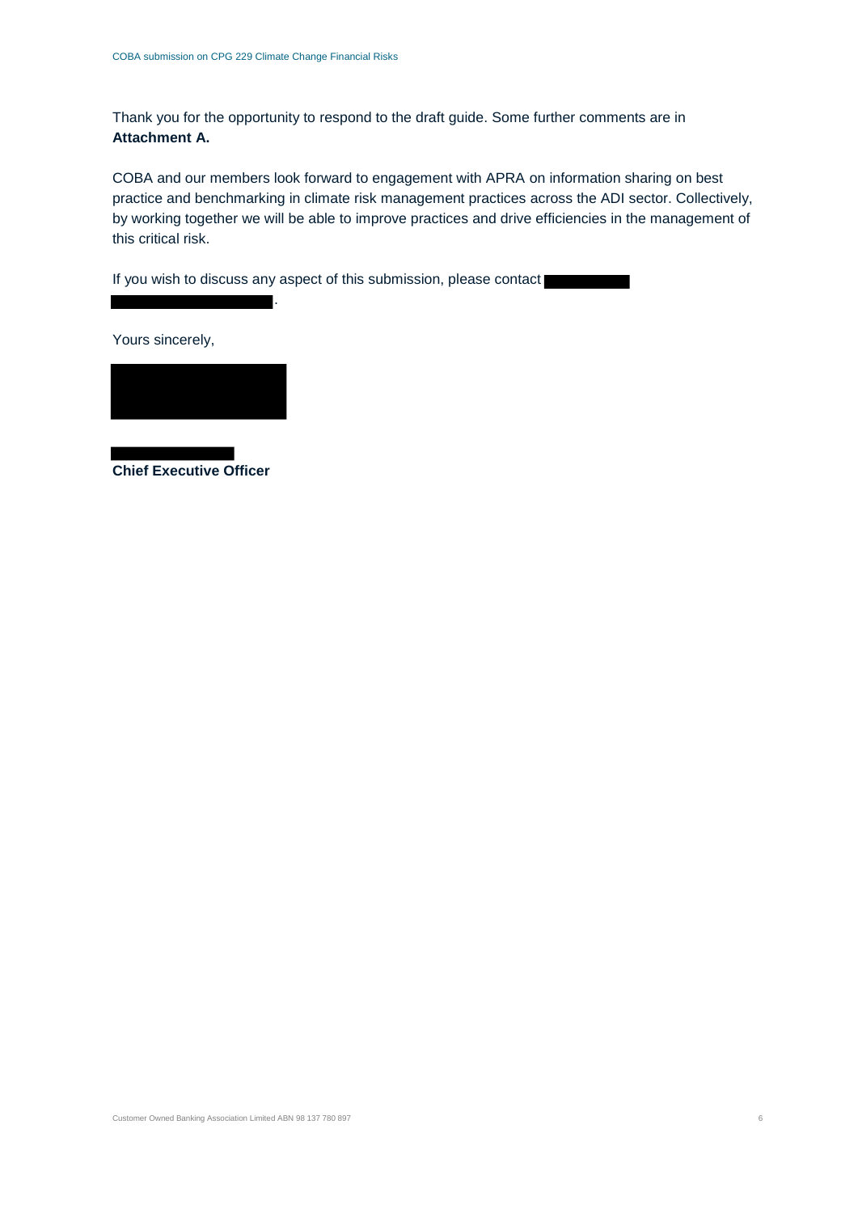Thank you for the opportunity to respond to the draft guide. Some further comments are in **Attachment A.**

COBA and our members look forward to engagement with APRA on information sharing on best practice and benchmarking in climate risk management practices across the ADI sector. Collectively, by working together we will be able to improve practices and drive efficiencies in the management of this critical risk.

If you wish to discuss any aspect of this submission, please contact .

Yours sincerely,

**Chief Executive Officer**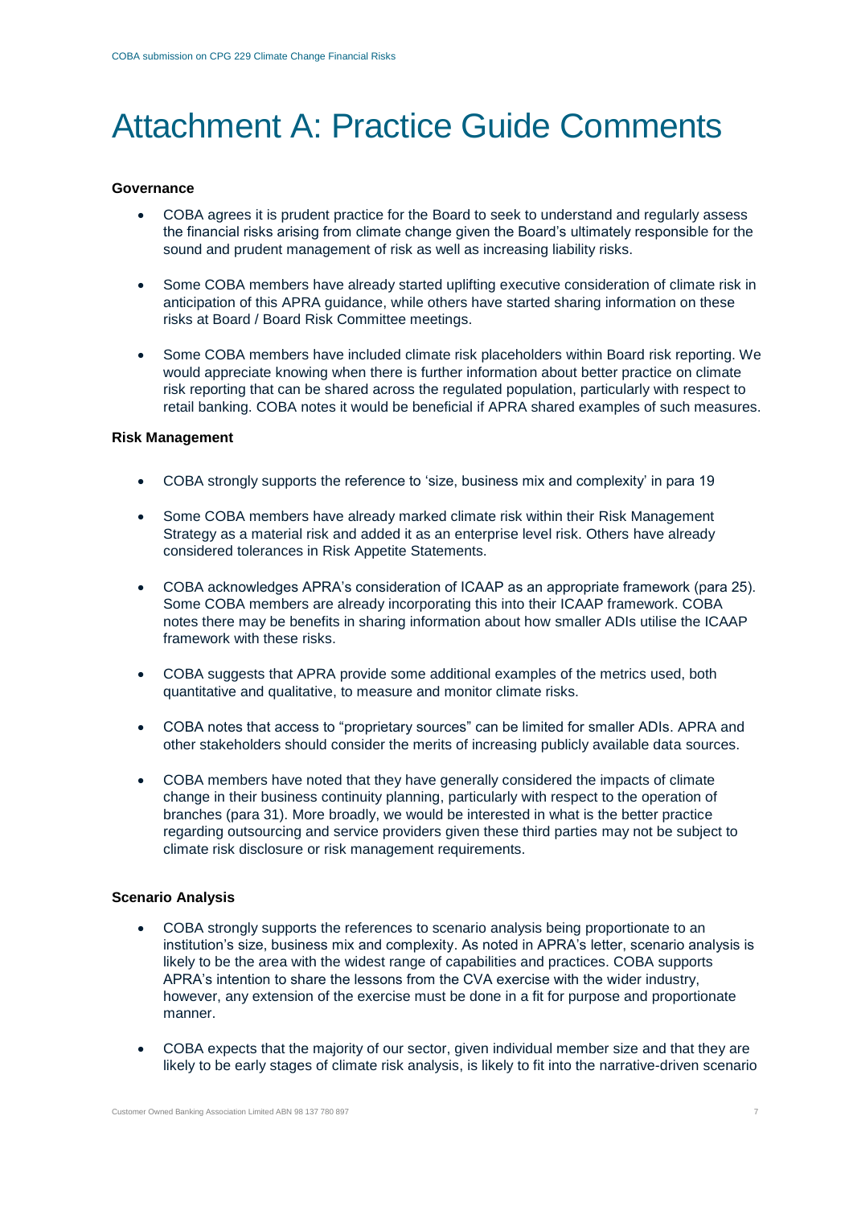# Attachment A: Practice Guide Comments

**Governance**

- COBA agrees it is prudent practice for the Board to seek to understand and regularly assess the financial risks arising from climate change given the Board's ultimately responsible for the sound and prudent management of risk as well as increasing liability risks.
- Some COBA members have already started uplifting executive consideration of climate risk in anticipation of this APRA guidance, while others have started sharing information on these risks at Board / Board Risk Committee meetings.
- Some COBA members have included climate risk placeholders within Board risk reporting. We would appreciate knowing when there is further information about better practice on climate risk reporting that can be shared across the regulated population, particularly with respect to retail banking. COBA notes it would be beneficial if APRA shared examples of such measures.

**Risk Management**

- COBA strongly supports the reference to 'size, business mix and complexity' in para 19
- Some COBA members have already marked climate risk within their Risk Management Strategy as a material risk and added it as an enterprise level risk. Others have already considered tolerances in Risk Appetite Statements.
- COBA acknowledges APRA's consideration of ICAAP as an appropriate framework (para 25). Some COBA members are already incorporating this into their ICAAP framework. COBA notes there may be benefits in sharing information about how smaller ADIs utilise the ICAAP framework with these risks.
- COBA suggests that APRA provide some additional examples of the metrics used, both quantitative and qualitative, to measure and monitor climate risks.
- COBA notes that access to "proprietary sources" can be limited for smaller ADIs. APRA and other stakeholders should consider the merits of increasing publicly available data sources.
- COBA members have noted that they have generally considered the impacts of climate change in their business continuity planning, particularly with respect to the operation of branches (para 31). More broadly, we would be interested in what is the better practice regarding outsourcing and service providers given these third parties may not be subject to climate risk disclosure or risk management requirements.

**Scenario Analysis**

- COBA strongly supports the references to scenario analysis being proportionate to an institution's size, business mix and complexity. As noted in APRA's letter, scenario analysis is likely to be the area with the widest range of capabilities and practices. COBA supports APRA's intention to share the lessons from the CVA exercise with the wider industry, however, any extension of the exercise must be done in a fit for purpose and proportionate manner.
- COBA expects that the majority of our sector, given individual member size and that they are likely to be early stages of climate risk analysis, is likely to fit into the narrative-driven scenario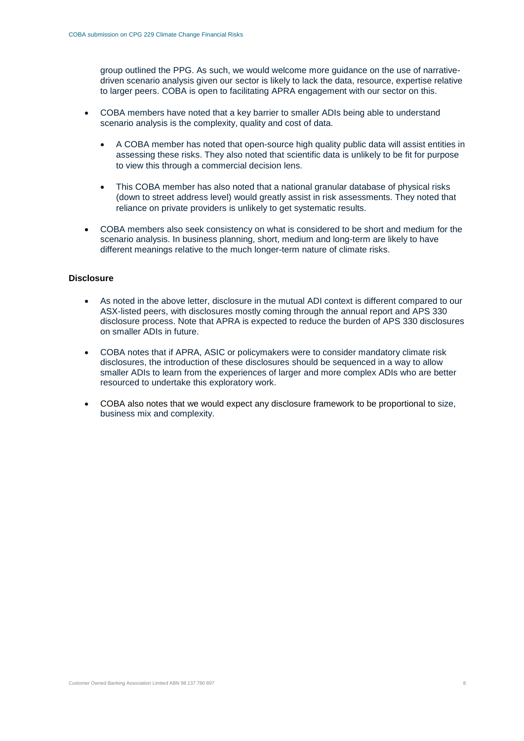group outlined the PPG. As such, we would welcome more guidance on the use of narrative-driven scenario analysis given our sector is likely to lack the data, resource, expertise relative to larger peers. COBA is open to facilitating APRA engagement with our sector on this.

- COBA members have noted that a key barrier to smaller ADIs being able to understand scenario analysis is the complexity, quality and cost of data.
  - A COBA member has noted that open-source high quality public data will assist entities in assessing these risks. They also noted that scientific data is unlikely to be fit for purpose to view this through a commercial decision lens.
  - This COBA member has also noted that a national granular database of physical risks (down to street address level) would greatly assist in risk assessments. They noted that reliance on private providers is unlikely to get systematic results.
- COBA members also seek consistency on what is considered to be short and medium for the scenario analysis. In business planning, short, medium and long-term are likely to have different meanings relative to the much longer-term nature of climate risks.

**Disclosure**

- As noted in the above letter, disclosure in the mutual ADI context is different compared to our ASX-listed peers, with disclosures mostly coming through the annual report and APS 330 disclosure process. Note that APRA is expected to reduce the burden of APS 330 disclosures on smaller ADIs in future.
- COBA notes that if APRA, ASIC or policymakers were to consider mandatory climate risk disclosures, the introduction of these disclosures should be sequenced in a way to allow smaller ADIs to learn from the experiences of larger and more complex ADIs who are better resourced to undertake this exploratory work.
- COBA also notes that we would expect any disclosure framework to be proportional to size, business mix and complexity.